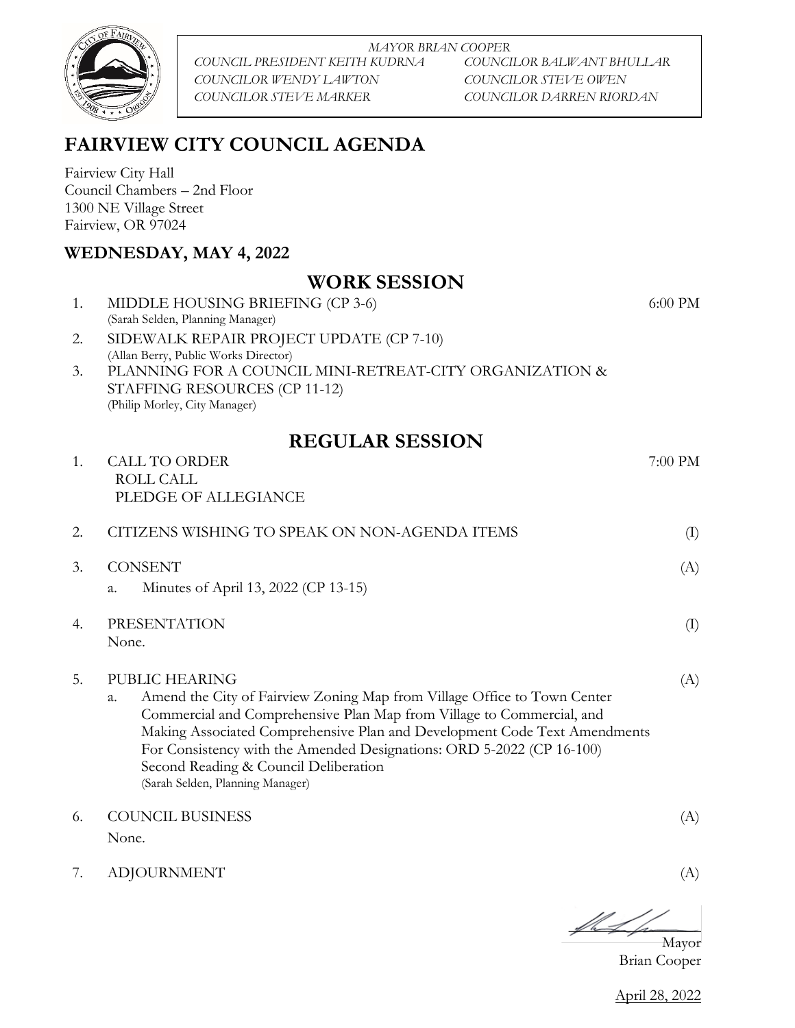*MAYOR BRIAN COOPER*

*COUNCIL PRESIDENT KEITH KUDRNA* — *COUNCILOR BALWANT BHULLAR*
*COUNCILOR WENDY LAWTON* — *COUNCILOR STEVE OWEN*
*COUNCILOR STEVE MARKER* — *COUNCILOR DARREN RIORDAN*

# FAIRVIEW CITY COUNCIL AGENDA

Fairview City Hall
Council Chambers – 2nd Floor
1300 NE Village Street
Fairview, OR 97024

## WEDNESDAY, MAY 4, 2022

## WORK SESSION

1. MIDDLE HOUSING BRIEFING (CP 3-6) — 6:00 PM
   (Sarah Selden, Planning Manager)
2. SIDEWALK REPAIR PROJECT UPDATE (CP 7-10)
   (Allan Berry, Public Works Director)
3. PLANNING FOR A COUNCIL MINI-RETREAT-CITY ORGANIZATION & STAFFING RESOURCES (CP 11-12)
   (Philip Morley, City Manager)

## REGULAR SESSION

1. CALL TO ORDER — 7:00 PM
   ROLL CALL
   PLEDGE OF ALLEGIANCE

2. CITIZENS WISHING TO SPEAK ON NON-AGENDA ITEMS (I)

3. CONSENT (A)
   a. Minutes of April 13, 2022 (CP 13-15)

4. PRESENTATION (I)
   None.

5. PUBLIC HEARING (A)
   a. Amend the City of Fairview Zoning Map from Village Office to Town Center Commercial and Comprehensive Plan Map from Village to Commercial, and Making Associated Comprehensive Plan and Development Code Text Amendments For Consistency with the Amended Designations: ORD 5-2022 (CP 16-100)
      Second Reading & Council Deliberation
      (Sarah Selden, Planning Manager)

6. COUNCIL BUSINESS (A)
   None.

7. ADJOURNMENT (A)

Mayor
Brian Cooper

April 28, 2022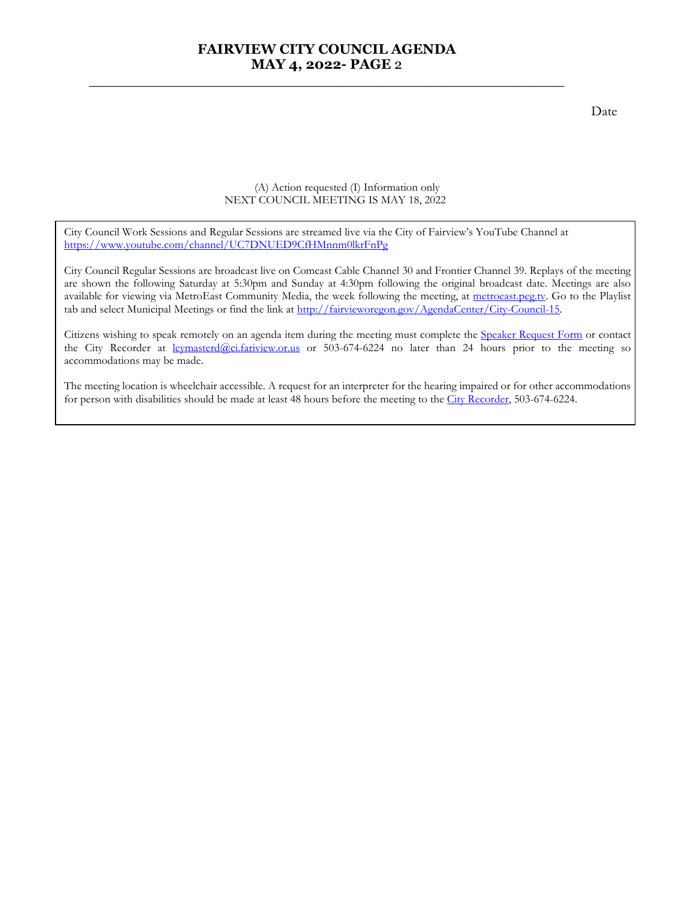Date

(A) Action requested (I) Information only
NEXT COUNCIL MEETING IS MAY 18, 2022

City Council Work Sessions and Regular Sessions are streamed live via the City of Fairview's YouTube Channel at https://www.youtube.com/channel/UC7DNUED9CfHMnnm0lkrFnPg

City Council Regular Sessions are broadcast live on Comcast Cable Channel 30 and Frontier Channel 39. Replays of the meeting are shown the following Saturday at 5:30pm and Sunday at 4:30pm following the original broadcast date. Meetings are also available for viewing via MetroEast Community Media, the week following the meeting, at metroeast.peg.tv. Go to the Playlist tab and select Municipal Meetings or find the link at http://fairvieworegon.gov/AgendaCenter/City-Council-15.

Citizens wishing to speak remotely on an agenda item during the meeting must complete the Speaker Request Form or contact the City Recorder at leymasterd@ci.fariview.or.us or 503-674-6224 no later than 24 hours prior to the meeting so accommodations may be made.

The meeting location is wheelchair accessible. A request for an interpreter for the hearing impaired or for other accommodations for person with disabilities should be made at least 48 hours before the meeting to the City Recorder, 503-674-6224.